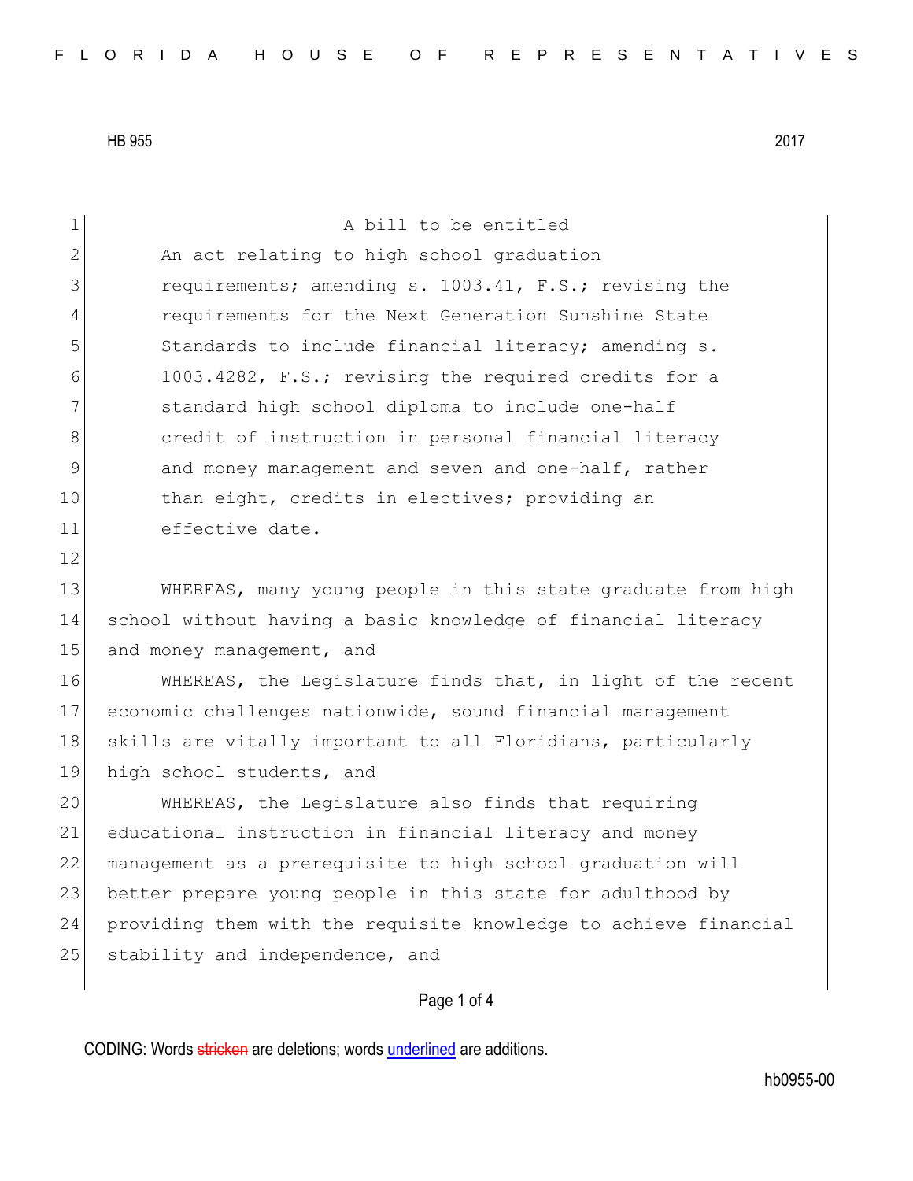HB 955 2017

A bill to be entitled

An act relating to high school graduation requirements; amending s. 1003.41, F.S.; revising the requirements for the Next Generation Sunshine State Standards to include financial literacy; amending s. 1003.4282, F.S.; revising the required credits for a standard high school diploma to include one-half credit of instruction in personal financial literacy and money management and seven and one-half, rather than eight, credits in electives; providing an effective date.

WHEREAS, many young people in this state graduate from high school without having a basic knowledge of financial literacy and money management, and

WHEREAS, the Legislature finds that, in light of the recent economic challenges nationwide, sound financial management skills are vitally important to all Floridians, particularly high school students, and

WHEREAS, the Legislature also finds that requiring educational instruction in financial literacy and money management as a prerequisite to high school graduation will better prepare young people in this state for adulthood by providing them with the requisite knowledge to achieve financial stability and independence, and

CODING: Words stricken are deletions; words underlined are additions.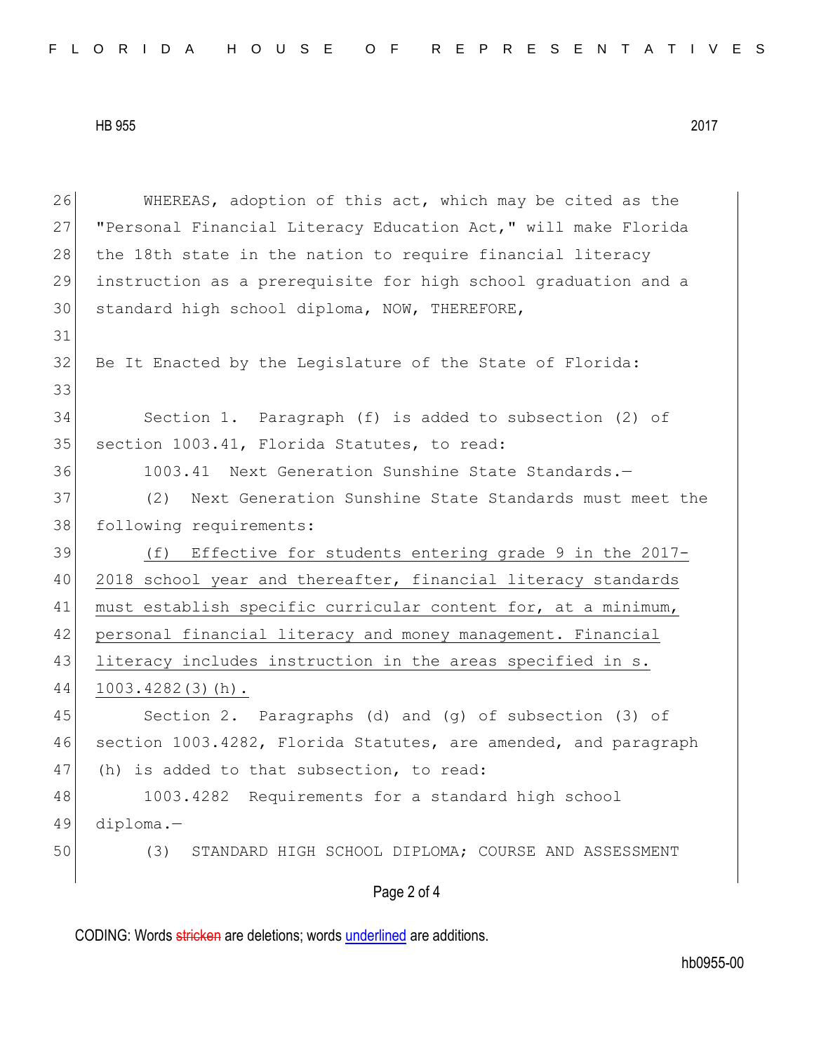WHEREAS, adoption of this act, which may be cited as the "Personal Financial Literacy Education Act," will make Florida the 18th state in the nation to require financial literacy instruction as a prerequisite for high school graduation and a standard high school diploma, NOW, THEREFORE,

Be It Enacted by the Legislature of the State of Florida:

Section 1. Paragraph (f) is added to subsection (2) of section 1003.41, Florida Statutes, to read:

1003.41 Next Generation Sunshine State Standards.—

(2) Next Generation Sunshine State Standards must meet the following requirements:

<u>(f) Effective for students entering grade 9 in the 2017-2018 school year and thereafter, financial literacy standards must establish specific curricular content for, at a minimum, personal financial literacy and money management. Financial literacy includes instruction in the areas specified in s. 1003.4282(3)(h).</u>

Section 2. Paragraphs (d) and (g) of subsection (3) of section 1003.4282, Florida Statutes, are amended, and paragraph (h) is added to that subsection, to read:

1003.4282 Requirements for a standard high school diploma.—

(3) STANDARD HIGH SCHOOL DIPLOMA; COURSE AND ASSESSMENT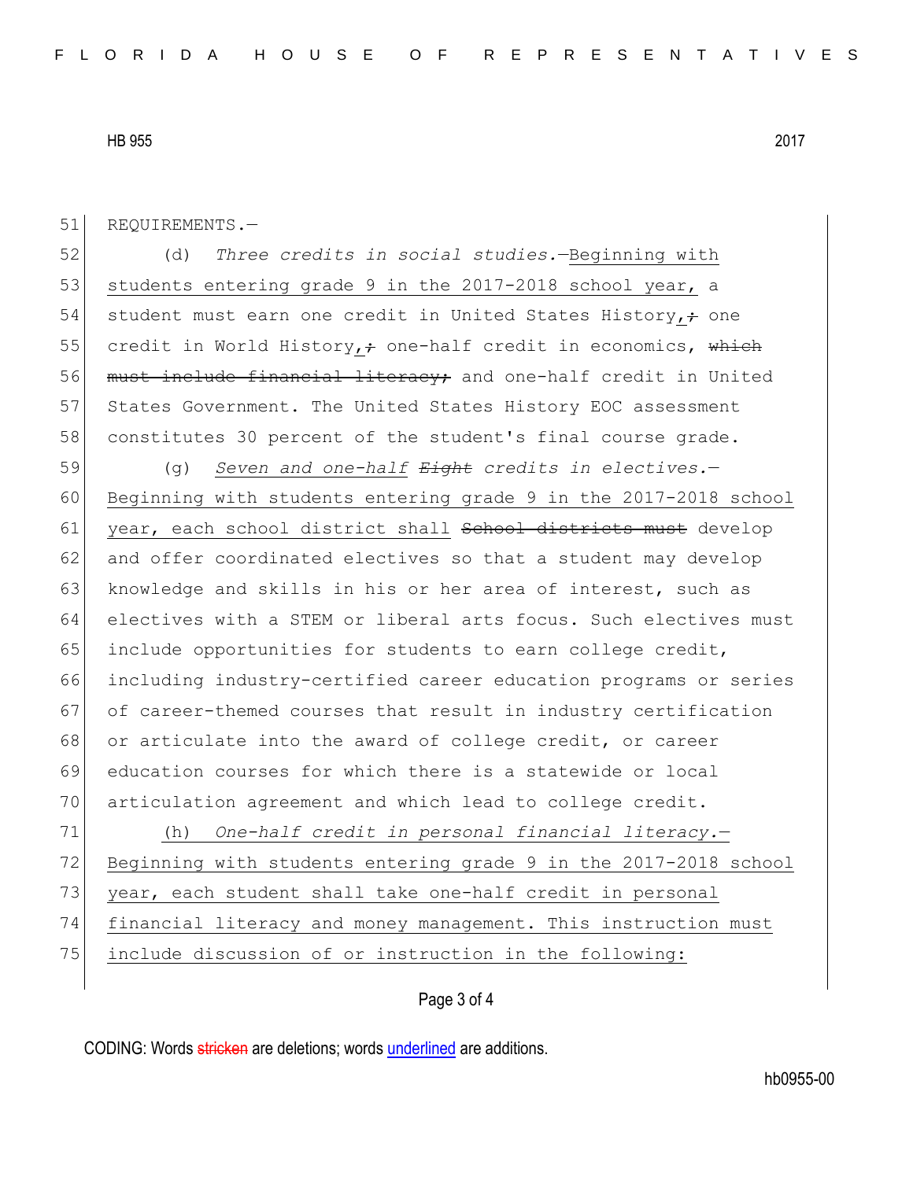REQUIREMENTS.—

(d) *Three credits in social studies.*—<u>Beginning with students entering grade 9 in the 2017-2018 school year,</u> a student must earn one credit in United States History<u>,</u>~~;~~ one credit in World History<u>,</u>~~;~~ one-half credit in economics, ~~which must include financial literacy;~~ and one-half credit in United States Government. The United States History EOC assessment constitutes 30 percent of the student's final course grade.

(g) <u>*Seven and one-half*</u> ~~*Eight*~~ *credits in electives.*—<u>Beginning with students entering grade 9 in the 2017-2018 school year, each school district shall</u> ~~School districts must~~ develop and offer coordinated electives so that a student may develop knowledge and skills in his or her area of interest, such as electives with a STEM or liberal arts focus. Such electives must include opportunities for students to earn college credit, including industry-certified career education programs or series of career-themed courses that result in industry certification or articulate into the award of college credit, or career education courses for which there is a statewide or local articulation agreement and which lead to college credit.

<u>(h) *One-half credit in personal financial literacy.*—Beginning with students entering grade 9 in the 2017-2018 school year, each student shall take one-half credit in personal financial literacy and money management. This instruction must include discussion of or instruction in the following:</u>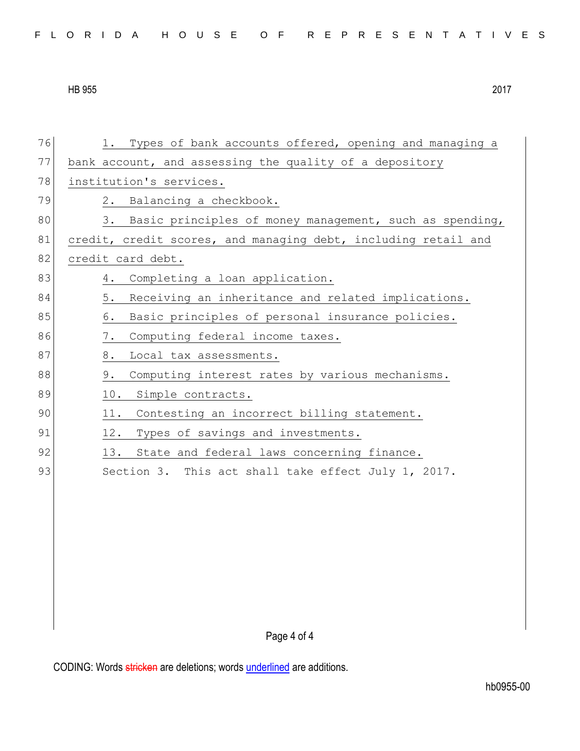1. Types of bank accounts offered, opening and managing a bank account, and assessing the quality of a depository institution's services.

2. Balancing a checkbook.

3. Basic principles of money management, such as spending, credit, credit scores, and managing debt, including retail and credit card debt.

4. Completing a loan application.

5. Receiving an inheritance and related implications.

6. Basic principles of personal insurance policies.

7. Computing federal income taxes.

8. Local tax assessments.

9. Computing interest rates by various mechanisms.

10. Simple contracts.

11. Contesting an incorrect billing statement.

12. Types of savings and investments.

13. State and federal laws concerning finance.

Section 3. This act shall take effect July 1, 2017.